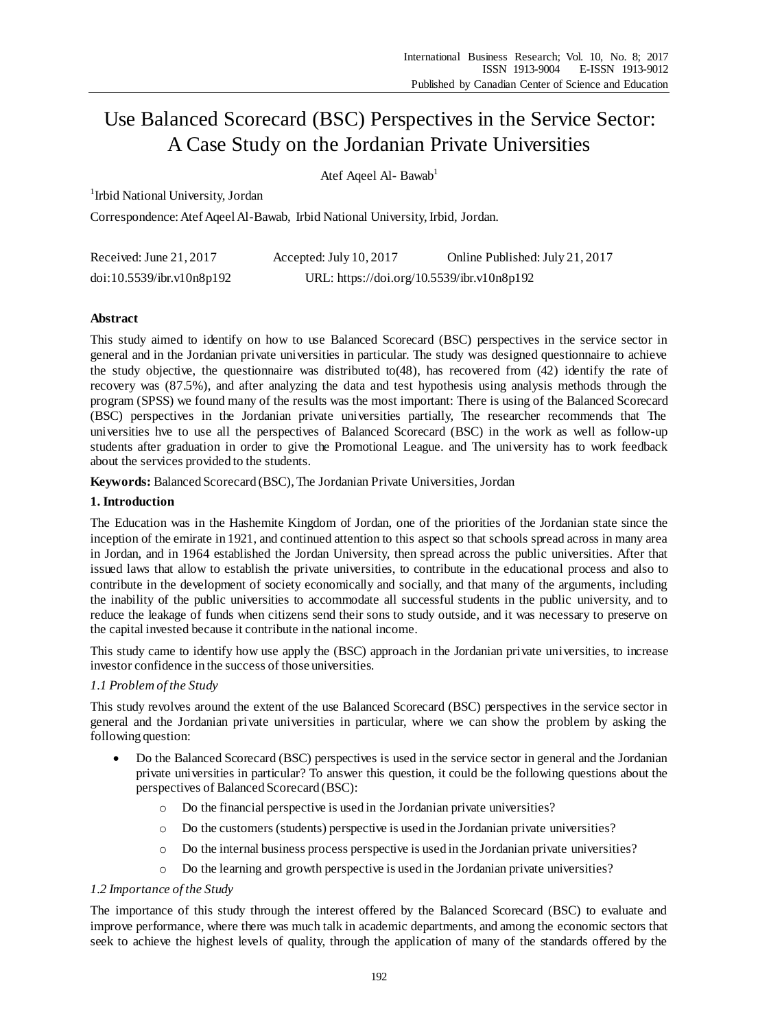# Use Balanced Scorecard (BSC) Perspectives in the Service Sector: A Case Study on the Jordanian Private Universities

Atef Aqeel Al- Bawab[1]

[1]Irbid National University, Jordan

Correspondence: Atef Aqeel Al-Bawab, Irbid National University, Irbid, Jordan.

| Received: June 21, 2017 | Accepted: July 10, 2017 | Online Published: July 21, 2017 |
|---|---|---|
| doi:10.5539/ibr.v10n8p192 | URL: https://doi.org/10.5539/ibr.v10n8p192 | |

**Abstract**

This study aimed to identify on how to use Balanced Scorecard (BSC) perspectives in the service sector in general and in the Jordanian private universities in particular. The study was designed questionnaire to achieve the study objective, the questionnaire was distributed to(48), has recovered from (42) identify the rate of recovery was (87.5%), and after analyzing the data and test hypothesis using analysis methods through the program (SPSS) we found many of the results was the most important: There is using of the Balanced Scorecard (BSC) perspectives in the Jordanian private universities partially, The researcher recommends that The universities hve to use all the perspectives of Balanced Scorecard (BSC) in the work as well as follow-up students after graduation in order to give the Promotional League. and The university has to work feedback about the services provided to the students.

**Keywords:** Balanced Scorecard (BSC), The Jordanian Private Universities, Jordan

## 1. Introduction

The Education was in the Hashemite Kingdom of Jordan, one of the priorities of the Jordanian state since the inception of the emirate in 1921, and continued attention to this aspect so that schools spread across in many area in Jordan, and in 1964 established the Jordan University, then spread across the public universities. After that issued laws that allow to establish the private universities, to contribute in the educational process and also to contribute in the development of society economically and socially, and that many of the arguments, including the inability of the public universities to accommodate all successful students in the public university, and to reduce the leakage of funds when citizens send their sons to study outside, and it was necessary to preserve on the capital invested because it contribute in the national income.

This study came to identify how use apply the (BSC) approach in the Jordanian private universities, to increase investor confidence in the success of those universities.

### *1.1 Problem of the Study*

This study revolves around the extent of the use Balanced Scorecard (BSC) perspectives in the service sector in general and the Jordanian private universities in particular, where we can show the problem by asking the following question:

- Do the Balanced Scorecard (BSC) perspectives is used in the service sector in general and the Jordanian private universities in particular? To answer this question, it could be the following questions about the perspectives of Balanced Scorecard (BSC):
  - Do the financial perspective is used in the Jordanian private universities?
  - Do the customers (students) perspective is used in the Jordanian private universities?
  - Do the internal business process perspective is used in the Jordanian private universities?
  - Do the learning and growth perspective is used in the Jordanian private universities?

### *1.2 Importance of the Study*

The importance of this study through the interest offered by the Balanced Scorecard (BSC) to evaluate and improve performance, where there was much talk in academic departments, and among the economic sectors that seek to achieve the highest levels of quality, through the application of many of the standards offered by the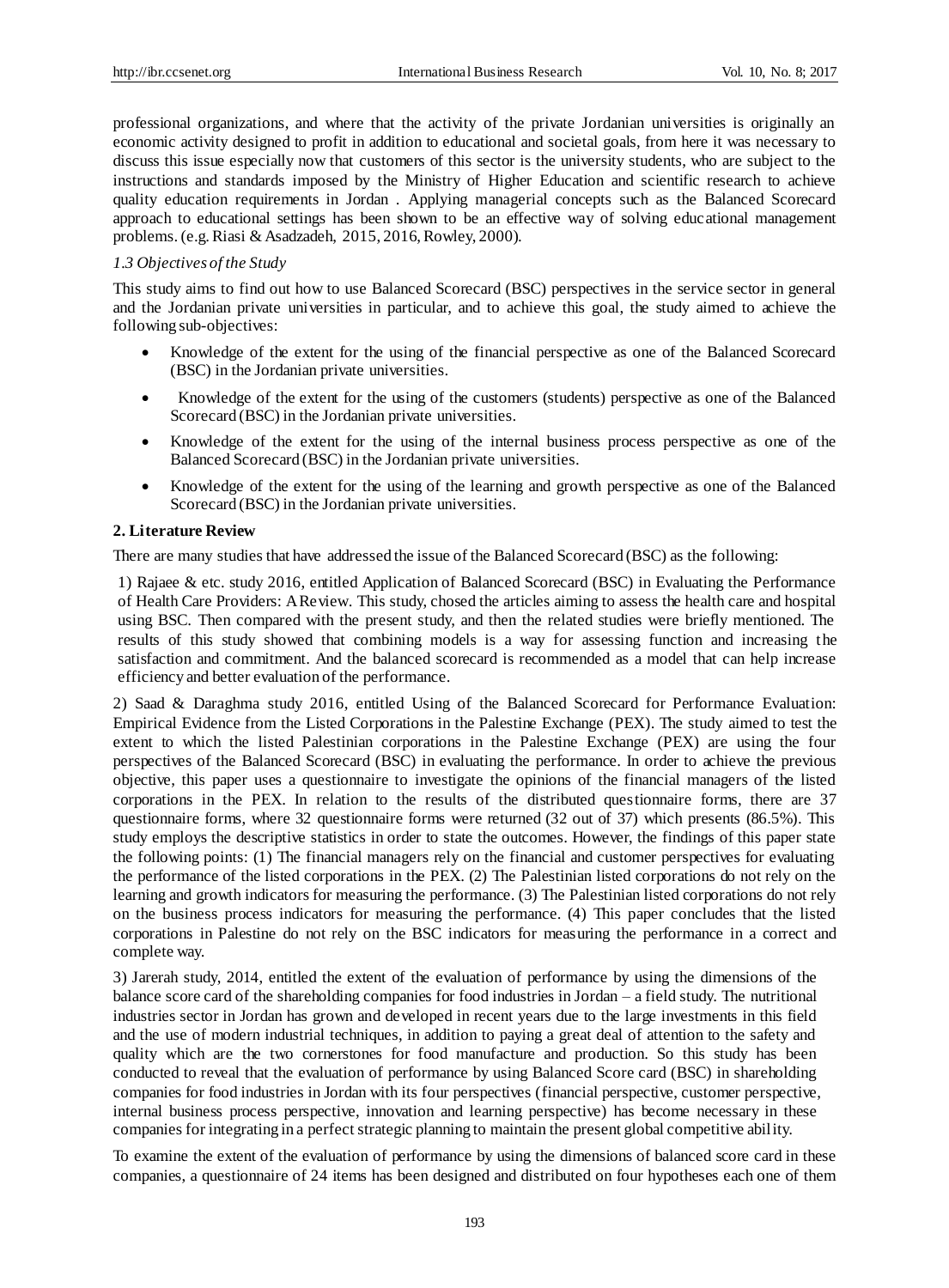professional organizations, and where that the activity of the private Jordanian universities is originally an economic activity designed to profit in addition to educational and societal goals, from here it was necessary to discuss this issue especially now that customers of this sector is the university students, who are subject to the instructions and standards imposed by the Ministry of Higher Education and scientific research to achieve quality education requirements in Jordan . Applying managerial concepts such as the Balanced Scorecard approach to educational settings has been shown to be an effective way of solving educational management problems. (e.g. Riasi & Asadzadeh, 2015, 2016, Rowley, 2000).

### *1.3 Objectives of the Study*

This study aims to find out how to use Balanced Scorecard (BSC) perspectives in the service sector in general and the Jordanian private universities in particular, and to achieve this goal, the study aimed to achieve the following sub-objectives:

- Knowledge of the extent for the using of the financial perspective as one of the Balanced Scorecard (BSC) in the Jordanian private universities.
- Knowledge of the extent for the using of the customers (students) perspective as one of the Balanced Scorecard (BSC) in the Jordanian private universities.
- Knowledge of the extent for the using of the internal business process perspective as one of the Balanced Scorecard (BSC) in the Jordanian private universities.
- Knowledge of the extent for the using of the learning and growth perspective as one of the Balanced Scorecard (BSC) in the Jordanian private universities.

## **2. Literature Review**

There are many studies that have addressed the issue of the Balanced Scorecard (BSC) as the following:

1) Rajaee & etc. study 2016, entitled Application of Balanced Scorecard (BSC) in Evaluating the Performance of Health Care Providers: A Review. This study, chosed the articles aiming to assess the health care and hospital using BSC. Then compared with the present study, and then the related studies were briefly mentioned. The results of this study showed that combining models is a way for assessing function and increasing the satisfaction and commitment. And the balanced scorecard is recommended as a model that can help increase efficiency and better evaluation of the performance.

2) Saad & Daraghma study 2016, entitled Using of the Balanced Scorecard for Performance Evaluation: Empirical Evidence from the Listed Corporations in the Palestine Exchange (PEX). The study aimed to test the extent to which the listed Palestinian corporations in the Palestine Exchange (PEX) are using the four perspectives of the Balanced Scorecard (BSC) in evaluating the performance. In order to achieve the previous objective, this paper uses a questionnaire to investigate the opinions of the financial managers of the listed corporations in the PEX. In relation to the results of the distributed questionnaire forms, there are 37 questionnaire forms, where 32 questionnaire forms were returned (32 out of 37) which presents (86.5%). This study employs the descriptive statistics in order to state the outcomes. However, the findings of this paper state the following points: (1) The financial managers rely on the financial and customer perspectives for evaluating the performance of the listed corporations in the PEX. (2) The Palestinian listed corporations do not rely on the learning and growth indicators for measuring the performance. (3) The Palestinian listed corporations do not rely on the business process indicators for measuring the performance. (4) This paper concludes that the listed corporations in Palestine do not rely on the BSC indicators for measuring the performance in a correct and complete way.

3) Jarerah study, 2014, entitled the extent of the evaluation of performance by using the dimensions of the balance score card of the shareholding companies for food industries in Jordan – a field study. The nutritional industries sector in Jordan has grown and developed in recent years due to the large investments in this field and the use of modern industrial techniques, in addition to paying a great deal of attention to the safety and quality which are the two cornerstones for food manufacture and production. So this study has been conducted to reveal that the evaluation of performance by using Balanced Score card (BSC) in shareholding companies for food industries in Jordan with its four perspectives (financial perspective, customer perspective, internal business process perspective, innovation and learning perspective) has become necessary in these companies for integrating in a perfect strategic planning to maintain the present global competitive ability.

To examine the extent of the evaluation of performance by using the dimensions of balanced score card in these companies, a questionnaire of 24 items has been designed and distributed on four hypotheses each one of them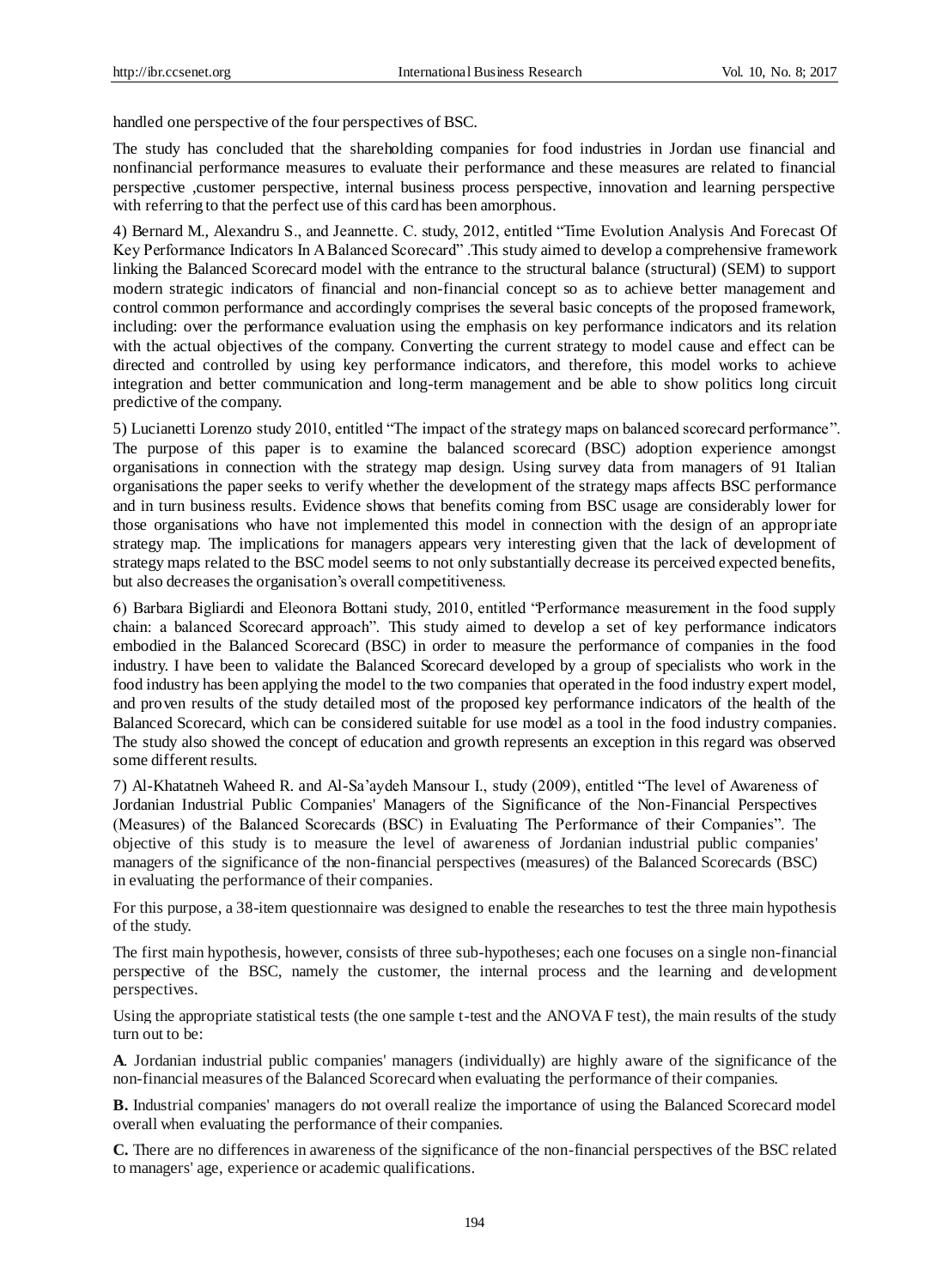handled one perspective of the four perspectives of BSC.

The study has concluded that the shareholding companies for food industries in Jordan use financial and nonfinancial performance measures to evaluate their performance and these measures are related to financial perspective ,customer perspective, internal business process perspective, innovation and learning perspective with referring to that the perfect use of this card has been amorphous.

4) Bernard M., Alexandru S., and Jeannette. C. study, 2012, entitled "Time Evolution Analysis And Forecast Of Key Performance Indicators In A Balanced Scorecard" .This study aimed to develop a comprehensive framework linking the Balanced Scorecard model with the entrance to the structural balance (structural) (SEM) to support modern strategic indicators of financial and non-financial concept so as to achieve better management and control common performance and accordingly comprises the several basic concepts of the proposed framework, including: over the performance evaluation using the emphasis on key performance indicators and its relation with the actual objectives of the company. Converting the current strategy to model cause and effect can be directed and controlled by using key performance indicators, and therefore, this model works to achieve integration and better communication and long-term management and be able to show politics long circuit predictive of the company.

5) Lucianetti Lorenzo study 2010, entitled "The impact of the strategy maps on balanced scorecard performance". The purpose of this paper is to examine the balanced scorecard (BSC) adoption experience amongst organisations in connection with the strategy map design. Using survey data from managers of 91 Italian organisations the paper seeks to verify whether the development of the strategy maps affects BSC performance and in turn business results. Evidence shows that benefits coming from BSC usage are considerably lower for those organisations who have not implemented this model in connection with the design of an appropriate strategy map. The implications for managers appears very interesting given that the lack of development of strategy maps related to the BSC model seems to not only substantially decrease its perceived expected benefits, but also decreases the organisation's overall competitiveness.

6) Barbara Bigliardi and Eleonora Bottani study, 2010, entitled "Performance measurement in the food supply chain: a balanced Scorecard approach". This study aimed to develop a set of key performance indicators embodied in the Balanced Scorecard (BSC) in order to measure the performance of companies in the food industry. I have been to validate the Balanced Scorecard developed by a group of specialists who work in the food industry has been applying the model to the two companies that operated in the food industry expert model, and proven results of the study detailed most of the proposed key performance indicators of the health of the Balanced Scorecard, which can be considered suitable for use model as a tool in the food industry companies. The study also showed the concept of education and growth represents an exception in this regard was observed some different results.

7) Al-Khatatneh Waheed R. and Al-Sa'aydeh Mansour I., study (2009), entitled "The level of Awareness of Jordanian Industrial Public Companies' Managers of the Significance of the Non-Financial Perspectives (Measures) of the Balanced Scorecards (BSC) in Evaluating The Performance of their Companies". The objective of this study is to measure the level of awareness of Jordanian industrial public companies' managers of the significance of the non-financial perspectives (measures) of the Balanced Scorecards (BSC) in evaluating the performance of their companies.

For this purpose, a 38-item questionnaire was designed to enable the researches to test the three main hypothesis of the study.

The first main hypothesis, however, consists of three sub-hypotheses; each one focuses on a single non-financial perspective of the BSC, namely the customer, the internal process and the learning and development perspectives.

Using the appropriate statistical tests (the one sample t-test and the ANOVA F test), the main results of the study turn out to be:

**A**. Jordanian industrial public companies' managers (individually) are highly aware of the significance of the non-financial measures of the Balanced Scorecard when evaluating the performance of their companies.

**B.** Industrial companies' managers do not overall realize the importance of using the Balanced Scorecard model overall when evaluating the performance of their companies.

**C.** There are no differences in awareness of the significance of the non-financial perspectives of the BSC related to managers' age, experience or academic qualifications.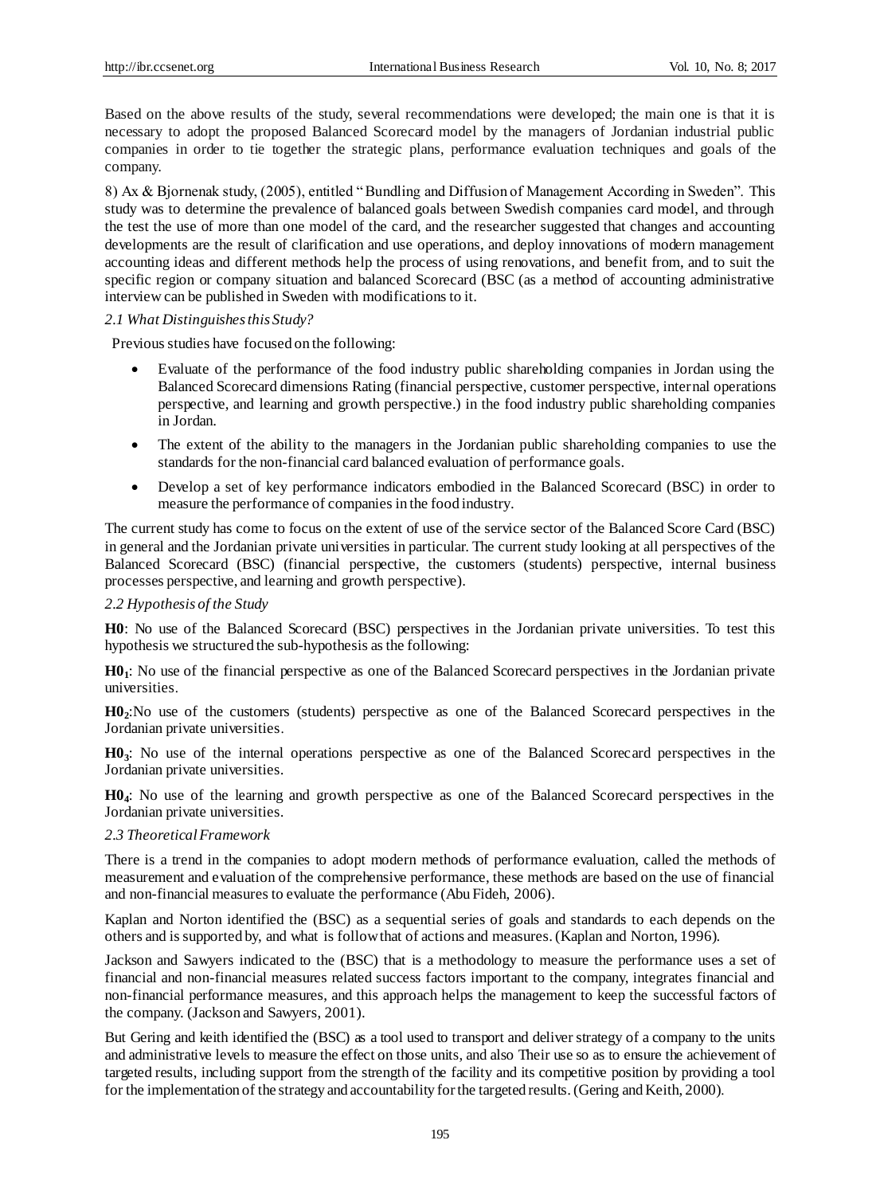Based on the above results of the study, several recommendations were developed; the main one is that it is necessary to adopt the proposed Balanced Scorecard model by the managers of Jordanian industrial public companies in order to tie together the strategic plans, performance evaluation techniques and goals of the company.

8) Ax & Bjornenak study, (2005), entitled "Bundling and Diffusion of Management According in Sweden". This study was to determine the prevalence of balanced goals between Swedish companies card model, and through the test the use of more than one model of the card, and the researcher suggested that changes and accounting developments are the result of clarification and use operations, and deploy innovations of modern management accounting ideas and different methods help the process of using renovations, and benefit from, and to suit the specific region or company situation and balanced Scorecard (BSC (as a method of accounting administrative interview can be published in Sweden with modifications to it.

### *2.1 What Distinguishes this Study?*

Previous studies have focused on the following:

- Evaluate of the performance of the food industry public shareholding companies in Jordan using the Balanced Scorecard dimensions Rating (financial perspective, customer perspective, internal operations perspective, and learning and growth perspective.) in the food industry public shareholding companies in Jordan.
- The extent of the ability to the managers in the Jordanian public shareholding companies to use the standards for the non-financial card balanced evaluation of performance goals.
- Develop a set of key performance indicators embodied in the Balanced Scorecard (BSC) in order to measure the performance of companies in the food industry.

The current study has come to focus on the extent of use of the service sector of the Balanced Score Card (BSC) in general and the Jordanian private universities in particular. The current study looking at all perspectives of the Balanced Scorecard (BSC) (financial perspective, the customers (students) perspective, internal business processes perspective, and learning and growth perspective).

### *2.2 Hypothesis of the Study*

**H0**: No use of the Balanced Scorecard (BSC) perspectives in the Jordanian private universities. To test this hypothesis we structured the sub-hypothesis as the following:

**H0$_1$**: No use of the financial perspective as one of the Balanced Scorecard perspectives in the Jordanian private universities.

**H0$_2$**:No use of the customers (students) perspective as one of the Balanced Scorecard perspectives in the Jordanian private universities.

**H0$_3$**: No use of the internal operations perspective as one of the Balanced Scorecard perspectives in the Jordanian private universities.

**H0$_4$**: No use of the learning and growth perspective as one of the Balanced Scorecard perspectives in the Jordanian private universities.

### *2.3 Theoretical Framework*

There is a trend in the companies to adopt modern methods of performance evaluation, called the methods of measurement and evaluation of the comprehensive performance, these methods are based on the use of financial and non-financial measures to evaluate the performance (Abu Fideh, 2006).

Kaplan and Norton identified the (BSC) as a sequential series of goals and standards to each depends on the others and is supported by, and what is follow that of actions and measures. (Kaplan and Norton, 1996).

Jackson and Sawyers indicated to the (BSC) that is a methodology to measure the performance uses a set of financial and non-financial measures related success factors important to the company, integrates financial and non-financial performance measures, and this approach helps the management to keep the successful factors of the company. (Jackson and Sawyers, 2001).

But Gering and keith identified the (BSC) as a tool used to transport and deliver strategy of a company to the units and administrative levels to measure the effect on those units, and also Their use so as to ensure the achievement of targeted results, including support from the strength of the facility and its competitive position by providing a tool for the implementation of the strategy and accountability for the targeted results. (Gering and Keith, 2000).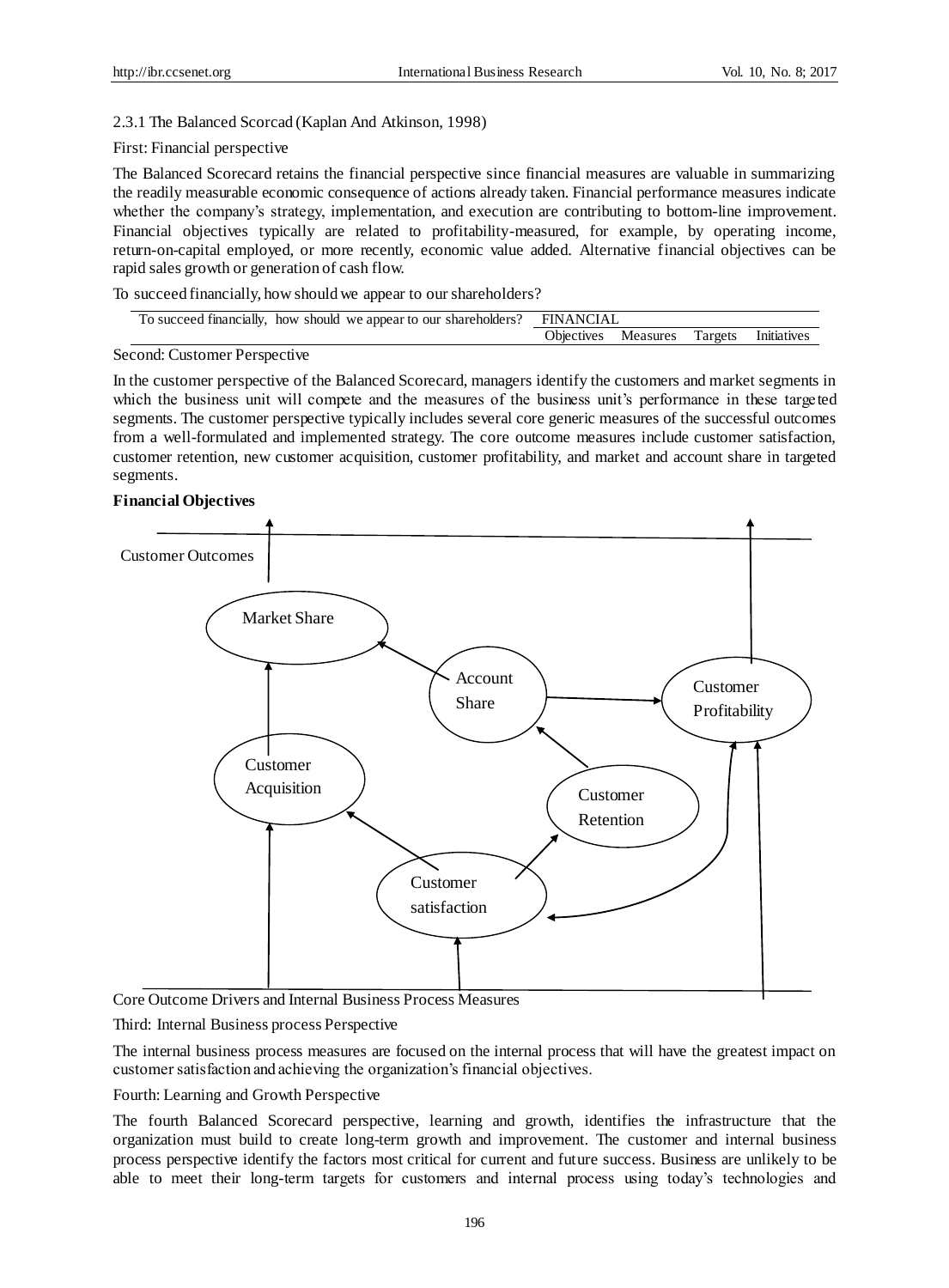### 2.3.1 The Balanced Scorcad (Kaplan And Atkinson, 1998)

First: Financial perspective

The Balanced Scorecard retains the financial perspective since financial measures are valuable in summarizing the readily measurable economic consequence of actions already taken. Financial performance measures indicate whether the company's strategy, implementation, and execution are contributing to bottom-line improvement. Financial objectives typically are related to profitability-measured, for example, by operating income, return-on-capital employed, or more recently, economic value added. Alternative financial objectives can be rapid sales growth or generation of cash flow.

To succeed financially, how should we appear to our shareholders?

| To succeed financially, how should we appear to our shareholders? | FINANCIAL | | | |
|---|---|---|---|---|
| | Objectives | Measures | Targets | Initiatives |

Second: Customer Perspective

In the customer perspective of the Balanced Scorecard, managers identify the customers and market segments in which the business unit will compete and the measures of the business unit's performance in these targeted segments. The customer perspective typically includes several core generic measures of the successful outcomes from a well-formulated and implemented strategy. The core outcome measures include customer satisfaction, customer retention, new customer acquisition, customer profitability, and market and account share in targeted segments.

**Financial Objectives**

Customer Outcomes

Market Share

Account Share

Customer Profitability

Customer Acquisition

Customer Retention

Customer satisfaction

Core Outcome Drivers and Internal Business Process Measures

Third: Internal Business process Perspective

The internal business process measures are focused on the internal process that will have the greatest impact on customer satisfaction and achieving the organization's financial objectives.

Fourth: Learning and Growth Perspective

The fourth Balanced Scorecard perspective, learning and growth, identifies the infrastructure that the organization must build to create long-term growth and improvement. The customer and internal business process perspective identify the factors most critical for current and future success. Business are unlikely to be able to meet their long-term targets for customers and internal process using today's technologies and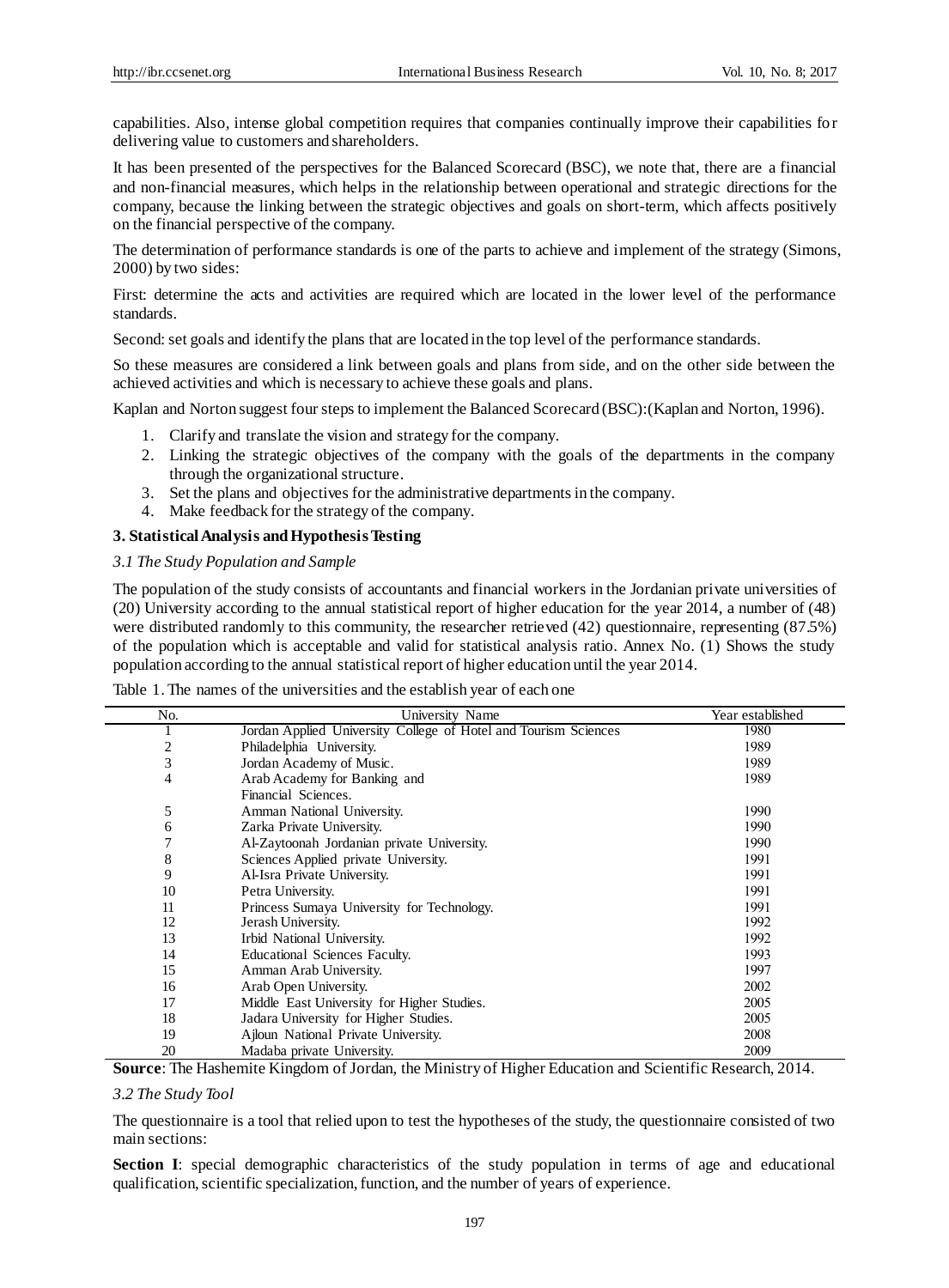capabilities. Also, intense global competition requires that companies continually improve their capabilities for delivering value to customers and shareholders.

It has been presented of the perspectives for the Balanced Scorecard (BSC), we note that, there are a financial and non-financial measures, which helps in the relationship between operational and strategic directions for the company, because the linking between the strategic objectives and goals on short-term, which affects positively on the financial perspective of the company.

The determination of performance standards is one of the parts to achieve and implement of the strategy (Simons, 2000) by two sides:

First: determine the acts and activities are required which are located in the lower level of the performance standards.

Second: set goals and identify the plans that are located in the top level of the performance standards.

So these measures are considered a link between goals and plans from side, and on the other side between the achieved activities and which is necessary to achieve these goals and plans.

Kaplan and Norton suggest four steps to implement the Balanced Scorecard (BSC):(Kaplan and Norton, 1996).

1. Clarify and translate the vision and strategy for the company.
2. Linking the strategic objectives of the company with the goals of the departments in the company through the organizational structure.
3. Set the plans and objectives for the administrative departments in the company.
4. Make feedback for the strategy of the company.

## 3. Statistical Analysis and Hypothesis Testing

### *3.1 The Study Population and Sample*

The population of the study consists of accountants and financial workers in the Jordanian private universities of (20) University according to the annual statistical report of higher education for the year 2014, a number of (48) were distributed randomly to this community, the researcher retrieved (42) questionnaire, representing (87.5%) of the population which is acceptable and valid for statistical analysis ratio. Annex No. (1) Shows the study population according to the annual statistical report of higher education until the year 2014.

Table 1. The names of the universities and the establish year of each one

| No. | University Name | Year established |
|---|---|---|
| 1 | Jordan Applied University College of Hotel and Tourism Sciences | 1980 |
| 2 | Philadelphia University. | 1989 |
| 3 | Jordan Academy of Music. | 1989 |
| 4 | Arab Academy for Banking and Financial Sciences. | 1989 |
| 5 | Amman National University. | 1990 |
| 6 | Zarka Private University. | 1990 |
| 7 | Al-Zaytoonah Jordanian private University. | 1990 |
| 8 | Sciences Applied private University. | 1991 |
| 9 | Al-Isra Private University. | 1991 |
| 10 | Petra University. | 1991 |
| 11 | Princess Sumaya University for Technology. | 1991 |
| 12 | Jerash University. | 1992 |
| 13 | Irbid National University. | 1992 |
| 14 | Educational Sciences Faculty. | 1993 |
| 15 | Amman Arab University. | 1997 |
| 16 | Arab Open University. | 2002 |
| 17 | Middle East University for Higher Studies. | 2005 |
| 18 | Jadara University for Higher Studies. | 2005 |
| 19 | Ajloun National Private University. | 2008 |
| 20 | Madaba private University. | 2009 |

**Source**: The Hashemite Kingdom of Jordan, the Ministry of Higher Education and Scientific Research, 2014.

### *3.2 The Study Tool*

The questionnaire is a tool that relied upon to test the hypotheses of the study, the questionnaire consisted of two main sections:

**Section I**: special demographic characteristics of the study population in terms of age and educational qualification, scientific specialization, function, and the number of years of experience.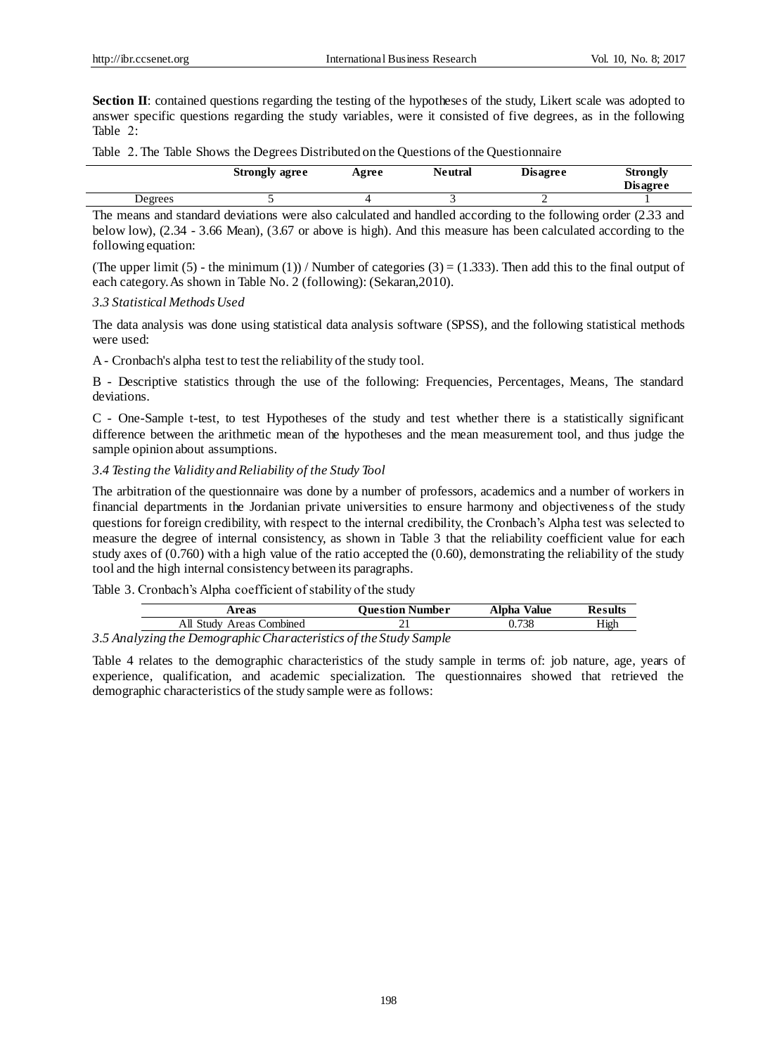**Section II**: contained questions regarding the testing of the hypotheses of the study, Likert scale was adopted to answer specific questions regarding the study variables, were it consisted of five degrees, as in the following Table 2:

Table 2. The Table Shows the Degrees Distributed on the Questions of the Questionnaire

| | **Strongly agree** | **Agree** | **Neutral** | **Disagree** | **Strongly Disagree** |
|---|---|---|---|---|---|
| Degrees | 5 | 4 | 3 | 2 | 1 |

The means and standard deviations were also calculated and handled according to the following order (2.33 and below low), (2.34 - 3.66 Mean), (3.67 or above is high). And this measure has been calculated according to the following equation:

(The upper limit (5) - the minimum (1)) / Number of categories (3) = (1.333). Then add this to the final output of each category. As shown in Table No. 2 (following): (Sekaran,2010).

### *3.3 Statistical Methods Used*

The data analysis was done using statistical data analysis software (SPSS), and the following statistical methods were used:

A - Cronbach's alpha test to test the reliability of the study tool.

B - Descriptive statistics through the use of the following: Frequencies, Percentages, Means, The standard deviations.

C - One-Sample t-test, to test Hypotheses of the study and test whether there is a statistically significant difference between the arithmetic mean of the hypotheses and the mean measurement tool, and thus judge the sample opinion about assumptions.

### *3.4 Testing the Validity and Reliability of the Study Tool*

The arbitration of the questionnaire was done by a number of professors, academics and a number of workers in financial departments in the Jordanian private universities to ensure harmony and objectiveness of the study questions for foreign credibility, with respect to the internal credibility, the Cronbach's Alpha test was selected to measure the degree of internal consistency, as shown in Table 3 that the reliability coefficient value for each study axes of (0.760) with a high value of the ratio accepted the (0.60), demonstrating the reliability of the study tool and the high internal consistency between its paragraphs.

Table 3. Cronbach's Alpha coefficient of stability of the study

| **Areas** | **Question Number** | **Alpha Value** | **Results** |
|---|---|---|---|
| All Study Areas Combined | 21 | 0.738 | High |

### *3.5 Analyzing the Demographic Characteristics of the Study Sample*

Table 4 relates to the demographic characteristics of the study sample in terms of: job nature, age, years of experience, qualification, and academic specialization. The questionnaires showed that retrieved the demographic characteristics of the study sample were as follows: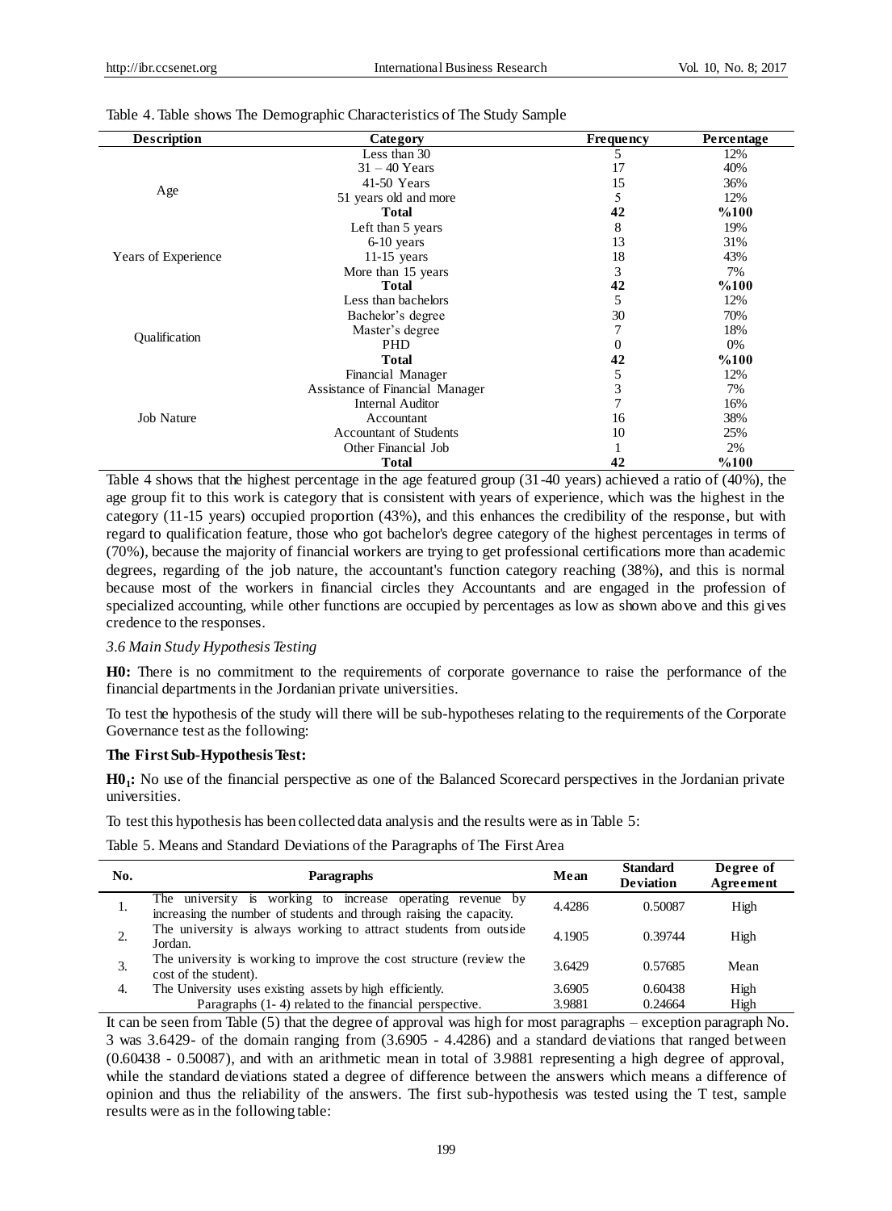Table 4. Table shows The Demographic Characteristics of The Study Sample

| Description | Category | Frequency | Percentage |
|---|---|---|---|
| Age | Less than 30 | 5 | 12% |
| | 31 – 40 Years | 17 | 40% |
| | 41-50 Years | 15 | 36% |
| | 51 years old and more | 5 | 12% |
| | **Total** | **42** | **%100** |
| Years of Experience | Left than 5 years | 8 | 19% |
| | 6-10 years | 13 | 31% |
| | 11-15 years | 18 | 43% |
| | More than 15 years | 3 | 7% |
| | **Total** | **42** | **%100** |
| Qualification | Less than bachelors | 5 | 12% |
| | Bachelor's degree | 30 | 70% |
| | Master's degree | 7 | 18% |
| | PHD | 0 | 0% |
| | **Total** | **42** | **%100** |
| Job Nature | Financial Manager | 5 | 12% |
| | Assistance of Financial Manager | 3 | 7% |
| | Internal Auditor | 7 | 16% |
| | Accountant | 16 | 38% |
| | Accountant of Students | 10 | 25% |
| | Other Financial Job | 1 | 2% |
| | **Total** | **42** | **%100** |

Table 4 shows that the highest percentage in the age featured group (31-40 years) achieved a ratio of (40%), the age group fit to this work is category that is consistent with years of experience, which was the highest in the category (11-15 years) occupied proportion (43%), and this enhances the credibility of the response, but with regard to qualification feature, those who got bachelor's degree category of the highest percentages in terms of (70%), because the majority of financial workers are trying to get professional certifications more than academic degrees, regarding of the job nature, the accountant's function category reaching (38%), and this is normal because most of the workers in financial circles they Accountants and are engaged in the profession of specialized accounting, while other functions are occupied by percentages as low as shown above and this gives credence to the responses.

### *3.6 Main Study Hypothesis Testing*

**H0:** There is no commitment to the requirements of corporate governance to raise the performance of the financial departments in the Jordanian private universities.

To test the hypothesis of the study will there will be sub-hypotheses relating to the requirements of the Corporate Governance test as the following:

**The First Sub-Hypothesis Test:**

**$H0_1$:** No use of the financial perspective as one of the Balanced Scorecard perspectives in the Jordanian private universities.

To test this hypothesis has been collected data analysis and the results were as in Table 5:

Table 5. Means and Standard Deviations of the Paragraphs of The First Area

| No. | Paragraphs | Mean | Standard Deviation | Degree of Agreement |
|---|---|---|---|---|
| 1. | The university is working to increase operating revenue by increasing the number of students and through raising the capacity. | 4.4286 | 0.50087 | High |
| 2. | The university is always working to attract students from outside Jordan. | 4.1905 | 0.39744 | High |
| 3. | The university is working to improve the cost structure (review the cost of the student). | 3.6429 | 0.57685 | Mean |
| 4. | The University uses existing assets by high efficiently. | 3.6905 | 0.60438 | High |
| | Paragraphs (1- 4) related to the financial perspective. | 3.9881 | 0.24664 | High |

It can be seen from Table (5) that the degree of approval was high for most paragraphs – exception paragraph No. 3 was 3.6429- of the domain ranging from (3.6905 - 4.4286) and a standard deviations that ranged between (0.60438 - 0.50087), and with an arithmetic mean in total of 3.9881 representing a high degree of approval, while the standard deviations stated a degree of difference between the answers which means a difference of opinion and thus the reliability of the answers. The first sub-hypothesis was tested using the T test, sample results were as in the following table: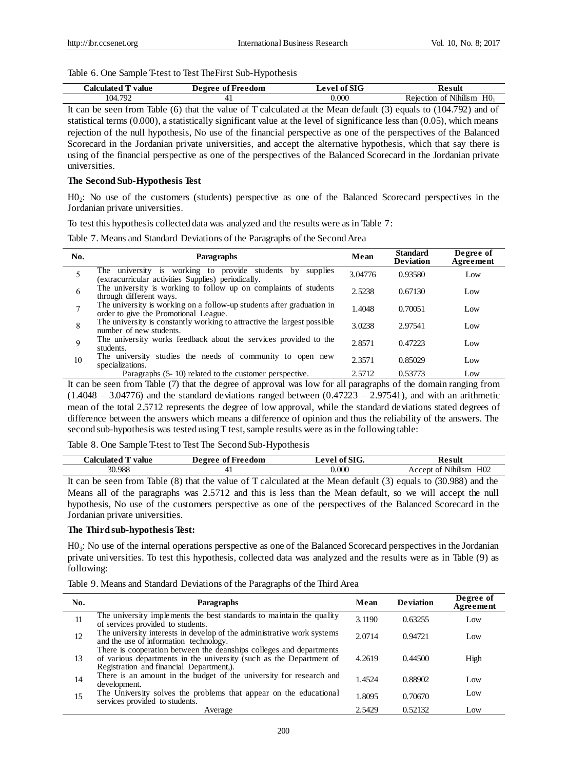Table 6. One Sample T-test to Test TheFirst Sub-Hypothesis

| Calculated T value | Degree of Freedom | Level of SIG | Result |
|---|---|---|---|
| 104.792 | 41 | 0.000 | Rejection of Nihilism $H0_1$ |

It can be seen from Table (6) that the value of T calculated at the Mean default (3) equals to (104.792) and of statistical terms (0.000), a statistically significant value at the level of significance less than (0.05), which means rejection of the null hypothesis, No use of the financial perspective as one of the perspectives of the Balanced Scorecard in the Jordanian private universities, and accept the alternative hypothesis, which that say there is using of the financial perspective as one of the perspectives of the Balanced Scorecard in the Jordanian private universities.

**The Second Sub-Hypothesis Test**

$H0_2$: No use of the customers (students) perspective as one of the Balanced Scorecard perspectives in the Jordanian private universities.

To test this hypothesis collected data was analyzed and the results were as in Table 7:

Table 7. Means and Standard Deviations of the Paragraphs of the Second Area

| No. | Paragraphs | Mean | Standard Deviation | Degree of Agreement |
|---|---|---|---|---|
| 5 | The university is working to provide students by supplies (extracurricular activities Supplies) periodically. | 3.04776 | 0.93580 | Low |
| 6 | The university is working to follow up on complaints of students through different ways. | 2.5238 | 0.67130 | Low |
| 7 | The university is working on a follow-up students after graduation in order to give the Promotional League. | 1.4048 | 0.70051 | Low |
| 8 | The university is constantly working to attractive the largest possible number of new students. | 3.0238 | 2.97541 | Low |
| 9 | The university works feedback about the services provided to the students. | 2.8571 | 0.47223 | Low |
| 10 | The university studies the needs of community to open new specializations. | 2.3571 | 0.85029 | Low |
| | Paragraphs (5- 10) related to the customer perspective. | 2.5712 | 0.53773 | Low |

It can be seen from Table (7) that the degree of approval was low for all paragraphs of the domain ranging from (1.4048 – 3.04776) and the standard deviations ranged between (0.47223 – 2.97541), and with an arithmetic mean of the total 2.5712 represents the degree of low approval, while the standard deviations stated degrees of difference between the answers which means a difference of opinion and thus the reliability of the answers. The second sub-hypothesis was tested using T test, sample results were as in the following table:

Table 8. One Sample T-test to Test The Second Sub-Hypothesis

| Calculated T value | Degree of Freedom | Level of SIG. | Result |
|---|---|---|---|
| 30.988 | 41 | 0.000 | Accept of Nihilism H02 |

It can be seen from Table (8) that the value of T calculated at the Mean default (3) equals to (30.988) and the Means all of the paragraphs was 2.5712 and this is less than the Mean default, so we will accept the null hypothesis, No use of the customers perspective as one of the perspectives of the Balanced Scorecard in the Jordanian private universities.

**The Third sub-hypothesis Test:**

$H0_3$: No use of the internal operations perspective as one of the Balanced Scorecard perspectives in the Jordanian private universities. To test this hypothesis, collected data was analyzed and the results were as in Table (9) as following:

Table 9. Means and Standard Deviations of the Paragraphs of the Third Area

| No. | Paragraphs | Mean | Deviation | Degree of Agreement |
|---|---|---|---|---|
| 11 | The university implements the best standards to maintain the quality of services provided to students. | 3.1190 | 0.63255 | Low |
| 12 | The university interests in develop of the administrative work systems and the use of information technology. | 2.0714 | 0.94721 | Low |
| 13 | There is cooperation between the deanships colleges and departments of various departments in the university (such as the Department of Registration and financial Department,). | 4.2619 | 0.44500 | High |
| 14 | There is an amount in the budget of the university for research and development. | 1.4524 | 0.88902 | Low |
| 15 | The University solves the problems that appear on the educational services provided to students. | 1.8095 | 0.70670 | Low |
| | Average | 2.5429 | 0.52132 | Low |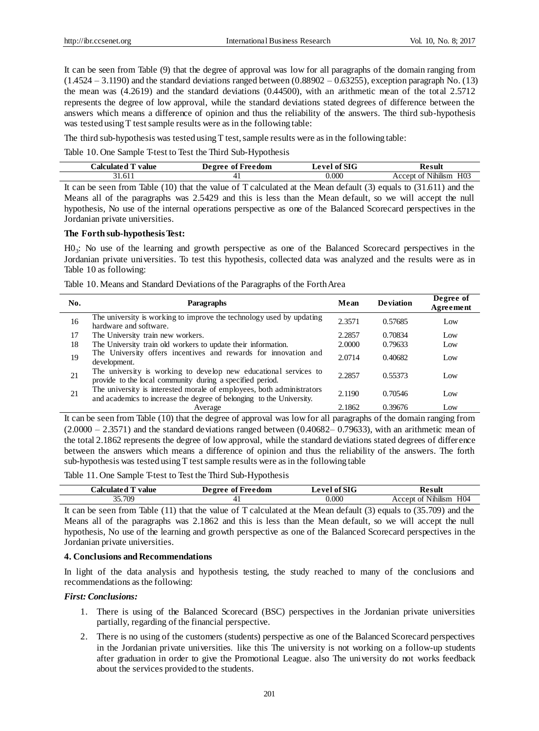It can be seen from Table (9) that the degree of approval was low for all paragraphs of the domain ranging from (1.4524 – 3.1190) and the standard deviations ranged between (0.88902 – 0.63255), exception paragraph No. (13) the mean was (4.2619) and the standard deviations (0.44500), with an arithmetic mean of the total 2.5712 represents the degree of low approval, while the standard deviations stated degrees of difference between the answers which means a difference of opinion and thus the reliability of the answers. The third sub-hypothesis was tested using T test sample results were as in the following table:

The third sub-hypothesis was tested using T test, sample results were as in the following table:

Table 10. One Sample T-test to Test the Third Sub-Hypothesis

| Calculated T value | Degree of Freedom | Level of SIG | Result |
|---|---|---|---|
| 31.611 | 41 | 0.000 | Accept of Nihilism H03 |

It can be seen from Table (10) that the value of T calculated at the Mean default (3) equals to (31.611) and the Means all of the paragraphs was 2.5429 and this is less than the Mean default, so we will accept the null hypothesis, No use of the internal operations perspective as one of the Balanced Scorecard perspectives in the Jordanian private universities.

**The Forth sub-hypothesis Test:**

$H0_3$: No use of the learning and growth perspective as one of the Balanced Scorecard perspectives in the Jordanian private universities. To test this hypothesis, collected data was analyzed and the results were as in Table 10 as following:

Table 10. Means and Standard Deviations of the Paragraphs of the Forth Area

| No. | Paragraphs | Mean | Deviation | Degree of Agreement |
|---|---|---|---|---|
| 16 | The university is working to improve the technology used by updating hardware and software. | 2.3571 | 0.57685 | Low |
| 17 | The University train new workers. | 2.2857 | 0.70834 | Low |
| 18 | The University train old workers to update their information. | 2.0000 | 0.79633 | Low |
| 19 | The University offers incentives and rewards for innovation and development. | 2.0714 | 0.40682 | Low |
| 21 | The university is working to develop new educational services to provide to the local community during a specified period. | 2.2857 | 0.55373 | Low |
| 21 | The university is interested morale of employees, both administrators and academics to increase the degree of belonging to the University. | 2.1190 | 0.70546 | Low |
| | Average | 2.1862 | 0.39676 | Low |

It can be seen from Table (10) that the degree of approval was low for all paragraphs of the domain ranging from (2.0000 – 2.3571) and the standard deviations ranged between (0.40682– 0.79633), with an arithmetic mean of the total 2.1862 represents the degree of low approval, while the standard deviations stated degrees of difference between the answers which means a difference of opinion and thus the reliability of the answers. The forth sub-hypothesis was tested using T test sample results were as in the following table

Table 11. One Sample T-test to Test the Third Sub-Hypothesis

| Calculated T value | Degree of Freedom | Level of SIG | Result |
|---|---|---|---|
| 35.709 | 41 | 0.000 | Accept of Nihilism H04 |

It can be seen from Table (11) that the value of T calculated at the Mean default (3) equals to (35.709) and the Means all of the paragraphs was 2.1862 and this is less than the Mean default, so we will accept the null hypothesis, No use of the learning and growth perspective as one of the Balanced Scorecard perspectives in the Jordanian private universities.

## 4. Conclusions and Recommendations

In light of the data analysis and hypothesis testing, the study reached to many of the conclusions and recommendations as the following:

***First: Conclusions:***

1. There is using of the Balanced Scorecard (BSC) perspectives in the Jordanian private universities partially, regarding of the financial perspective.
2. There is no using of the customers (students) perspective as one of the Balanced Scorecard perspectives in the Jordanian private universities. like this The university is not working on a follow-up students after graduation in order to give the Promotional League. also The university do not works feedback about the services provided to the students.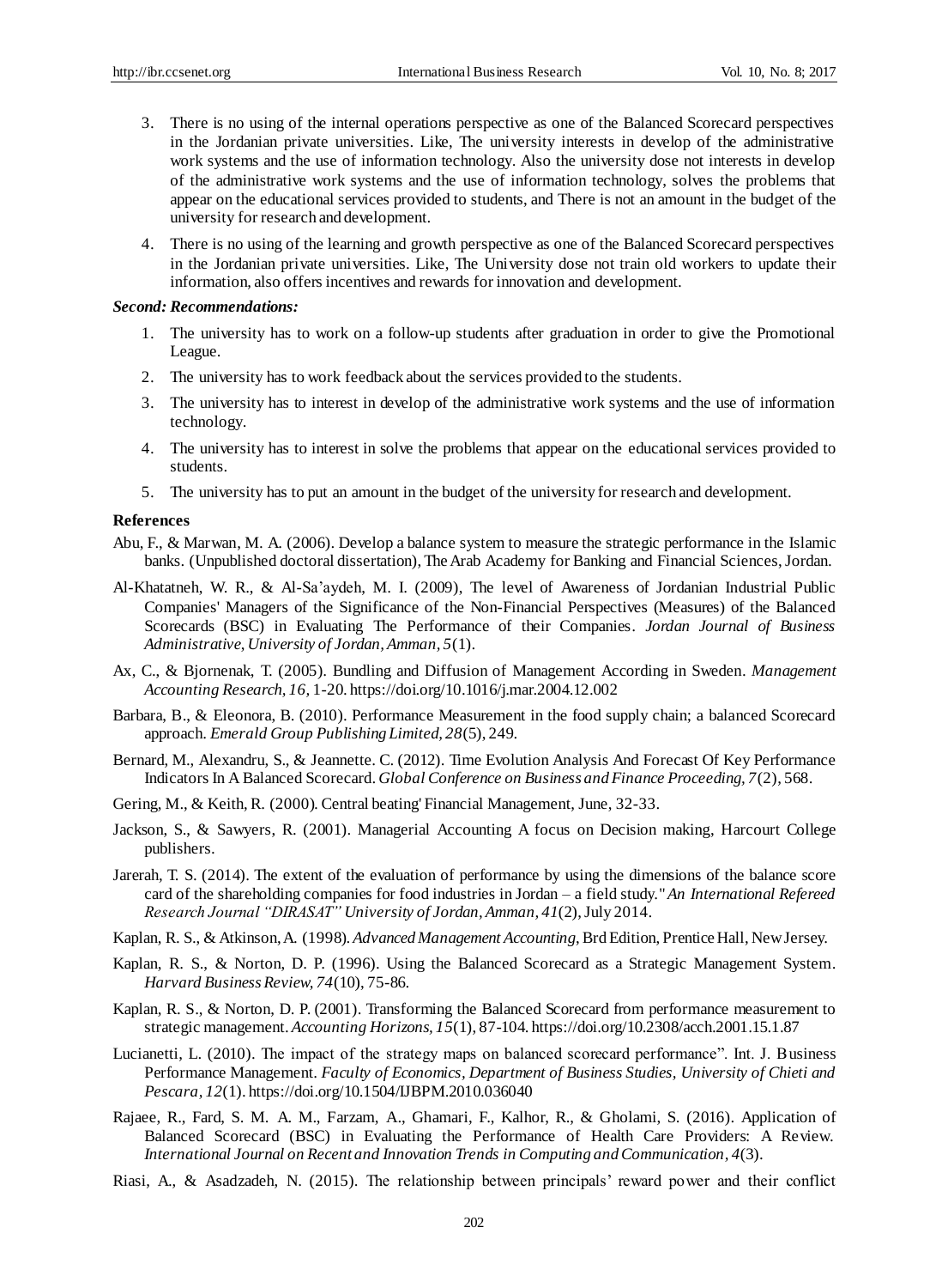3. There is no using of the internal operations perspective as one of the Balanced Scorecard perspectives in the Jordanian private universities. Like, The university interests in develop of the administrative work systems and the use of information technology. Also the university dose not interests in develop of the administrative work systems and the use of information technology, solves the problems that appear on the educational services provided to students, and There is not an amount in the budget of the university for research and development.

4. There is no using of the learning and growth perspective as one of the Balanced Scorecard perspectives in the Jordanian private universities. Like, The University dose not train old workers to update their information, also offers incentives and rewards for innovation and development.

***Second: Recommendations:***

1. The university has to work on a follow-up students after graduation in order to give the Promotional League.
2. The university has to work feedback about the services provided to the students.
3. The university has to interest in develop of the administrative work systems and the use of information technology.
4. The university has to interest in solve the problems that appear on the educational services provided to students.
5. The university has to put an amount in the budget of the university for research and development.

## References

Abu, F., & Marwan, M. A. (2006). Develop a balance system to measure the strategic performance in the Islamic banks. (Unpublished doctoral dissertation), The Arab Academy for Banking and Financial Sciences, Jordan.

Al-Khatatneh, W. R., & Al-Sa'aydeh, M. I. (2009), The level of Awareness of Jordanian Industrial Public Companies' Managers of the Significance of the Non-Financial Perspectives (Measures) of the Balanced Scorecards (BSC) in Evaluating The Performance of their Companies. *Jordan Journal of Business Administrative, University of Jordan, Amman, 5*(1).

Ax, C., & Bjornenak, T. (2005). Bundling and Diffusion of Management According in Sweden. *Management Accounting Research, 16,* 1-20. https://doi.org/10.1016/j.mar.2004.12.002

Barbara, B., & Eleonora, B. (2010). Performance Measurement in the food supply chain; a balanced Scorecard approach. *Emerald Group Publishing Limited, 28*(5), 249.

Bernard, M., Alexandru, S., & Jeannette. C. (2012). Time Evolution Analysis And Forecast Of Key Performance Indicators In A Balanced Scorecard. *Global Conference on Business and Finance Proceeding, 7*(2), 568.

Gering, M., & Keith, R. (2000). Central beating' Financial Management, June, 32-33.

Jackson, S., & Sawyers, R. (2001). Managerial Accounting A focus on Decision making, Harcourt College publishers.

Jarerah, T. S. (2014). The extent of the evaluation of performance by using the dimensions of the balance score card of the shareholding companies for food industries in Jordan – a field study." *An International Refereed Research Journal "DIRASAT" University of Jordan, Amman, 41*(2), July 2014.

Kaplan, R. S., & Atkinson, A. (1998). *Advanced Management Accounting*, Brd Edition, Prentice Hall, New Jersey.

Kaplan, R. S., & Norton, D. P. (1996). Using the Balanced Scorecard as a Strategic Management System. *Harvard Business Review, 74*(10), 75-86.

Kaplan, R. S., & Norton, D. P. (2001). Transforming the Balanced Scorecard from performance measurement to strategic management. *Accounting Horizons, 15*(1), 87-104. https://doi.org/10.2308/acch.2001.15.1.87

Lucianetti, L. (2010). The impact of the strategy maps on balanced scorecard performance". Int. J. Business Performance Management. *Faculty of Economics, Department of Business Studies, University of Chieti and Pescara, 12*(1). https://doi.org/10.1504/IJBPM.2010.036040

Rajaee, R., Fard, S. M. A. M., Farzam, A., Ghamari, F., Kalhor, R., & Gholami, S. (2016). Application of Balanced Scorecard (BSC) in Evaluating the Performance of Health Care Providers: A Review. *International Journal on Recent and Innovation Trends in Computing and Communication, 4*(3).

Riasi, A., & Asadzadeh, N. (2015). The relationship between principals' reward power and their conflict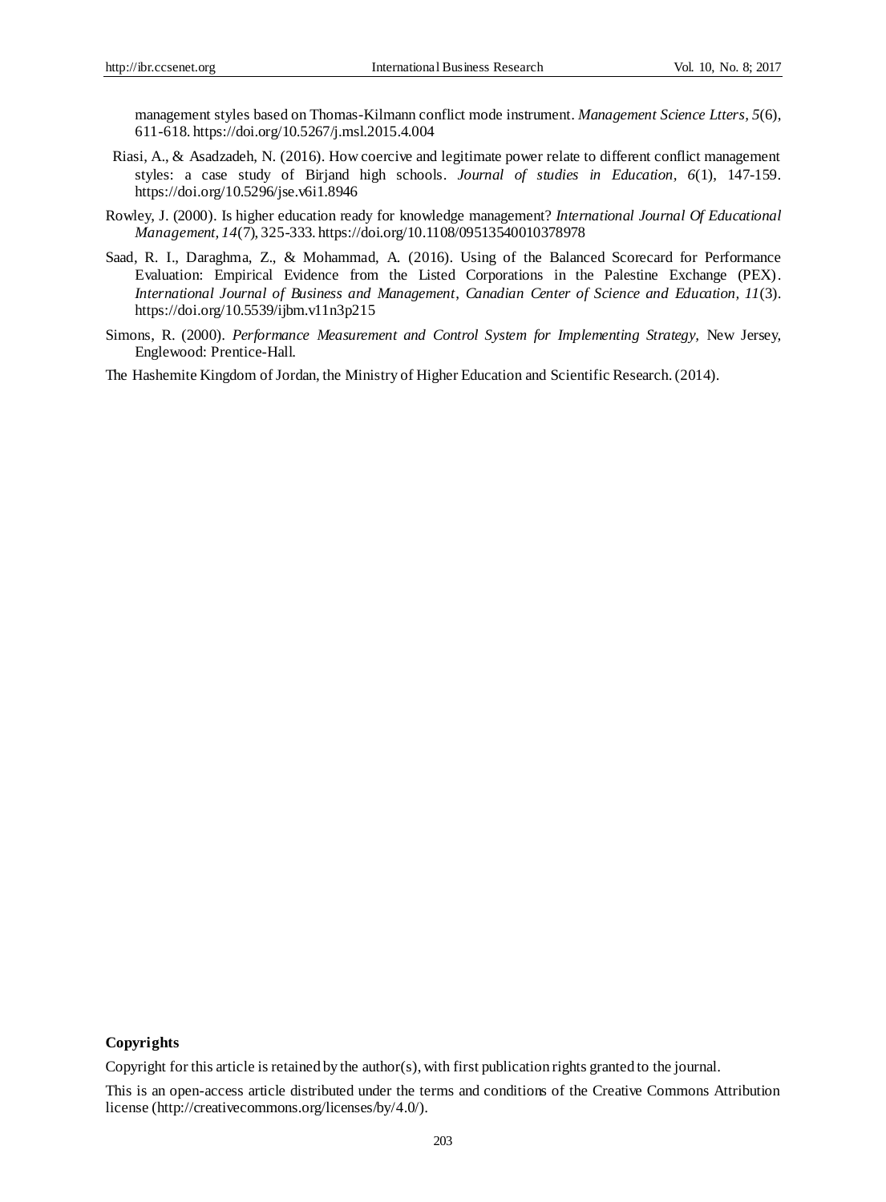management styles based on Thomas-Kilmann conflict mode instrument. *Management Science Ltters*, *5*(6), 611-618. https://doi.org/10.5267/j.msl.2015.4.004

Riasi, A., & Asadzadeh, N. (2016). How coercive and legitimate power relate to different conflict management styles: a case study of Birjand high schools. *Journal of studies in Education*, *6*(1), 147-159. https://doi.org/10.5296/jse.v6i1.8946

Rowley, J. (2000). Is higher education ready for knowledge management? *International Journal Of Educational Management*, *14*(7), 325-333. https://doi.org/10.1108/09513540010378978

Saad, R. I., Daraghma, Z., & Mohammad, A. (2016). Using of the Balanced Scorecard for Performance Evaluation: Empirical Evidence from the Listed Corporations in the Palestine Exchange (PEX). *International Journal of Business and Management*, *Canadian Center of Science and Education*, *11*(3). https://doi.org/10.5539/ijbm.v11n3p215

Simons, R. (2000). *Performance Measurement and Control System for Implementing Strategy,* New Jersey, Englewood: Prentice-Hall.

The Hashemite Kingdom of Jordan, the Ministry of Higher Education and Scientific Research. (2014).

**Copyrights**

Copyright for this article is retained by the author(s), with first publication rights granted to the journal.

This is an open-access article distributed under the terms and conditions of the Creative Commons Attribution license (http://creativecommons.org/licenses/by/4.0/).